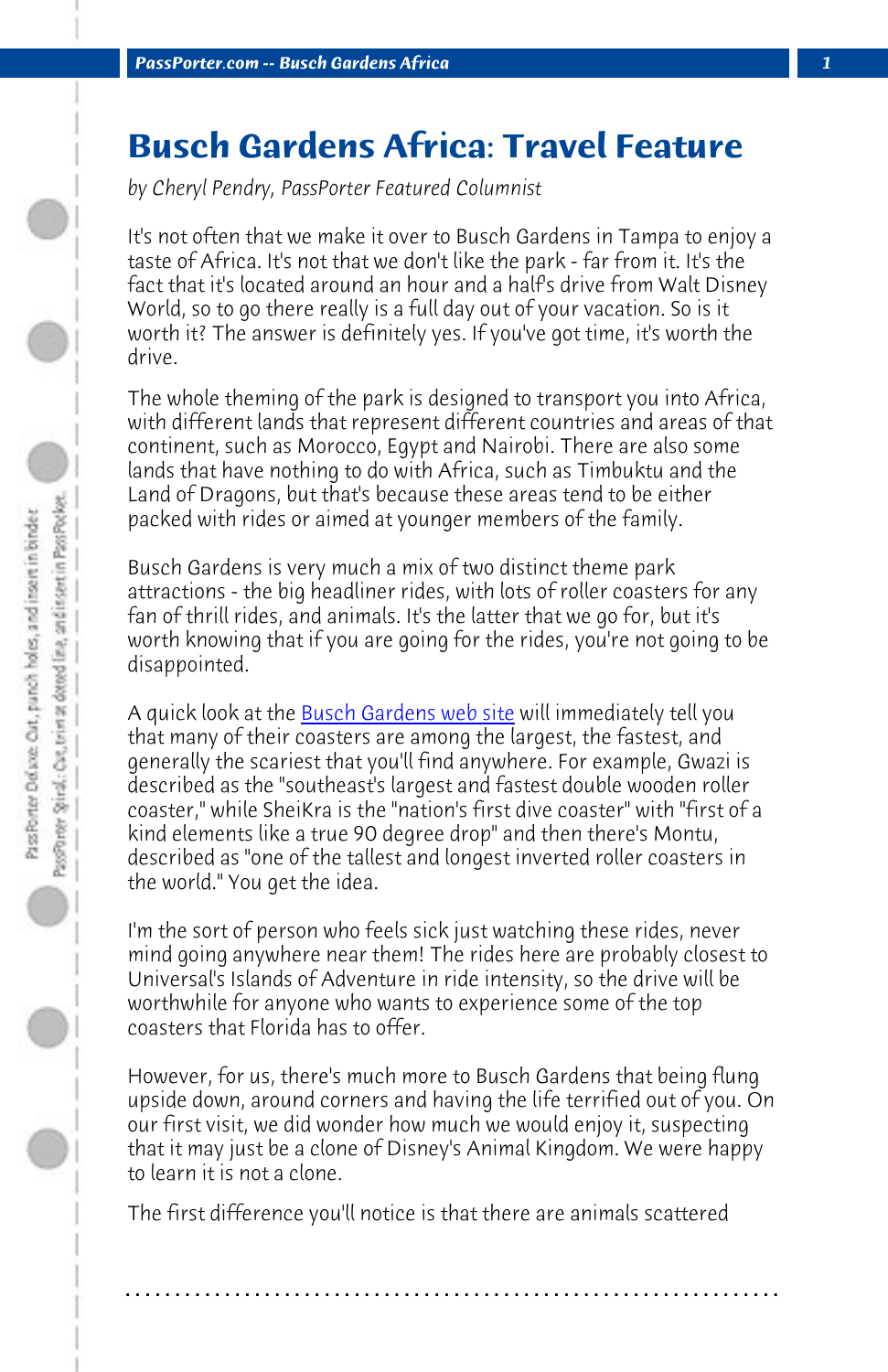# Busch Gardens Africa: Travel Feature

*by Cheryl Pendry, PassPorter Featured Columnist*

It's not often that we make it over to Busch Gardens in Tampa to enjoy a taste of Africa. It's not that we don't like the park - far from it. It's the fact that it's located around an hour and a half's drive from Walt Disney World, so to go there really is a full day out of your vacation. So is it worth it? The answer is definitely yes. If you've got time, it's worth the drive.

The whole theming of the park is designed to transport you into Africa, with different lands that represent different countries and areas of that continent, such as Morocco, Egypt and Nairobi. There are also some lands that have nothing to do with Africa, such as Timbuktu and the Land of Dragons, but that's because these areas tend to be either packed with rides or aimed at younger members of the family.

Busch Gardens is very much a mix of two distinct theme park attractions - the big headliner rides, with lots of roller coasters for any fan of thrill rides, and animals. It's the latter that we go for, but it's worth knowing that if you are going for the rides, you're not going to be disappointed.

A quick look at the Busch Gardens web site will immediately tell you that many of their coasters are among the largest, the fastest, and generally the scariest that you'll find anywhere. For example, Gwazi is described as the "southeast's largest and fastest double wooden roller coaster," while SheiKra is the "nation's first dive coaster" with "first of a kind elements like a true 90 degree drop" and then there's Montu, described as "one of the tallest and longest inverted roller coasters in the world." You get the idea.

I'm the sort of person who feels sick just watching these rides, never mind going anywhere near them! The rides here are probably closest to Universal's Islands of Adventure in ride intensity, so the drive will be worthwhile for anyone who wants to experience some of the top coasters that Florida has to offer.

However, for us, there's much more to Busch Gardens that being flung upside down, around corners and having the life terrified out of you. On our first visit, we did wonder how much we would enjoy it, suspecting that it may just be a clone of Disney's Animal Kingdom. We were happy to learn it is not a clone.

The first difference you'll notice is that there are animals scattered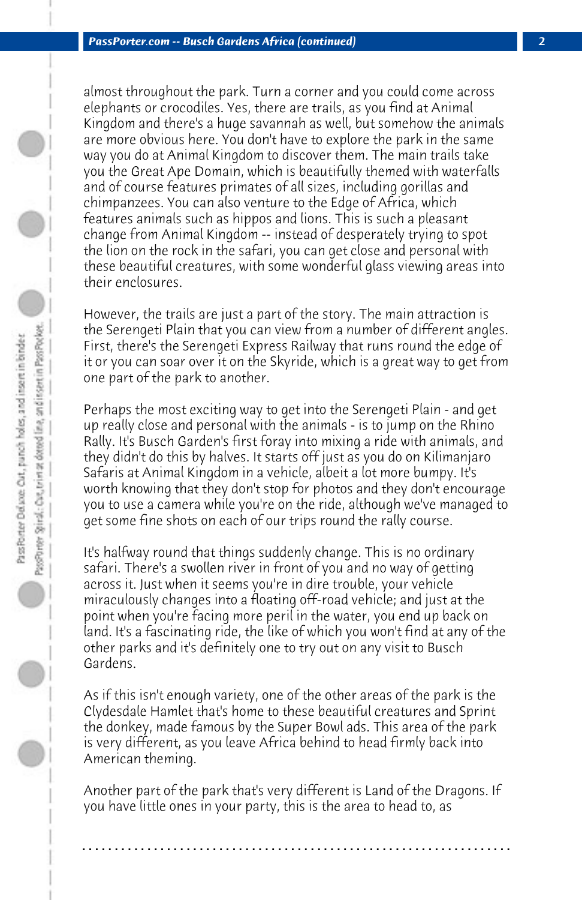almost throughout the park. Turn a corner and you could come across elephants or crocodiles. Yes, there are trails, as you find at Animal Kingdom and there's a huge savannah as well, but somehow the animals are more obvious here. You don't have to explore the park in the same way you do at Animal Kingdom to discover them. The main trails take you the Great Ape Domain, which is beautifully themed with waterfalls and of course features primates of all sizes, including gorillas and chimpanzees. You can also venture to the Edge of Africa, which features animals such as hippos and lions. This is such a pleasant change from Animal Kingdom -- instead of desperately trying to spot the lion on the rock in the safari, you can get close and personal with these beautiful creatures, with some wonderful glass viewing areas into their enclosures.

However, the trails are just a part of the story. The main attraction is the Serengeti Plain that you can view from a number of different angles. First, there's the Serengeti Express Railway that runs round the edge of it or you can soar over it on the Skyride, which is a great way to get from one part of the park to another.

Perhaps the most exciting way to get into the Serengeti Plain - and get up really close and personal with the animals - is to jump on the Rhino Rally. It's Busch Garden's first foray into mixing a ride with animals, and they didn't do this by halves. It starts off just as you do on Kilimanjaro Safaris at Animal Kingdom in a vehicle, albeit a lot more bumpy. It's worth knowing that they don't stop for photos and they don't encourage you to use a camera while you're on the ride, although we've managed to get some fine shots on each of our trips round the rally course.

It's halfway round that things suddenly change. This is no ordinary safari. There's a swollen river in front of you and no way of getting across it. Just when it seems you're in dire trouble, your vehicle miraculously changes into a floating off-road vehicle; and just at the point when you're facing more peril in the water, you end up back on land. It's a fascinating ride, the like of which you won't find at any of the other parks and it's definitely one to try out on any visit to Busch Gardens.

As if this isn't enough variety, one of the other areas of the park is the Clydesdale Hamlet that's home to these beautiful creatures and Sprint the donkey, made famous by the Super Bowl ads. This area of the park is very different, as you leave Africa behind to head firmly back into American theming.

Another part of the park that's very different is Land of the Dragons. If you have little ones in your party, this is the area to head to, as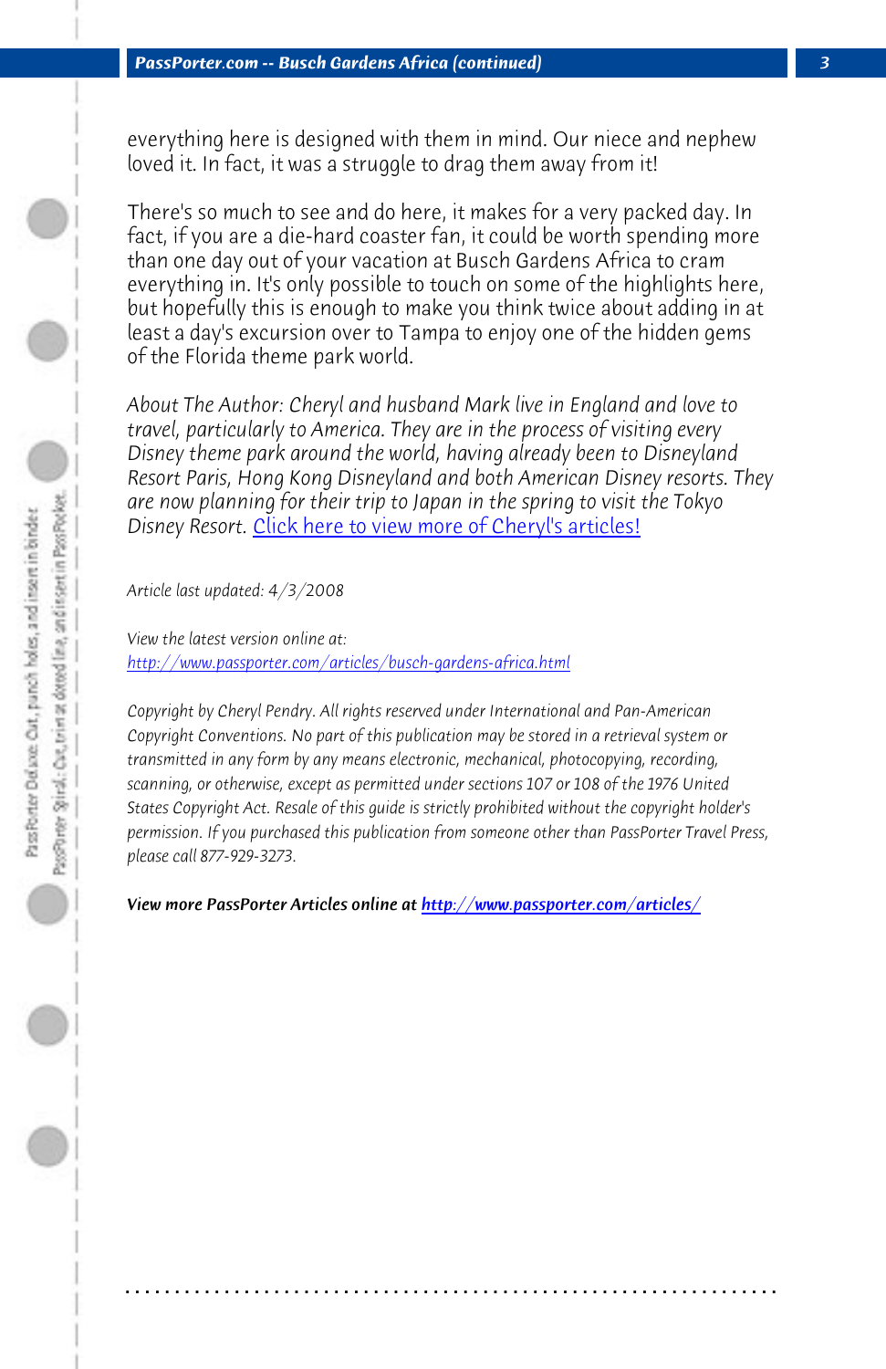everything here is designed with them in mind. Our niece and nephew loved it. In fact, it was a struggle to drag them away from it!

There's so much to see and do here, it makes for a very packed day. In fact, if you are a die-hard coaster fan, it could be worth spending more than one day out of your vacation at Busch Gardens Africa to cram everything in. It's only possible to touch on some of the highlights here, but hopefully this is enough to make you think twice about adding in at least a day's excursion over to Tampa to enjoy one of the hidden gems of the Florida theme park world.

*About The Author: Cheryl and husband Mark live in England and love to travel, particularly to America. They are in the process of visiting every Disney theme park around the world, having already been to Disneyland Resort Paris, Hong Kong Disneyland and both American Disney resorts. They are now planning for their trip to Japan in the spring to visit the Tokyo Disney Resort.* Click here to view more of Cheryl's articles!

*Article last updated: 4/3/2008*

*View the latest version online at:*
*http://www.passporter.com/articles/busch-gardens-africa.html*

*Copyright by Cheryl Pendry. All rights reserved under International and Pan-American Copyright Conventions. No part of this publication may be stored in a retrieval system or transmitted in any form by any means electronic, mechanical, photocopying, recording, scanning, or otherwise, except as permitted under sections 107 or 108 of the 1976 United States Copyright Act. Resale of this guide is strictly prohibited without the copyright holder's permission. If you purchased this publication from someone other than PassPorter Travel Press, please call 877-929-3273.*

***View more PassPorter Articles online at http://www.passporter.com/articles/***